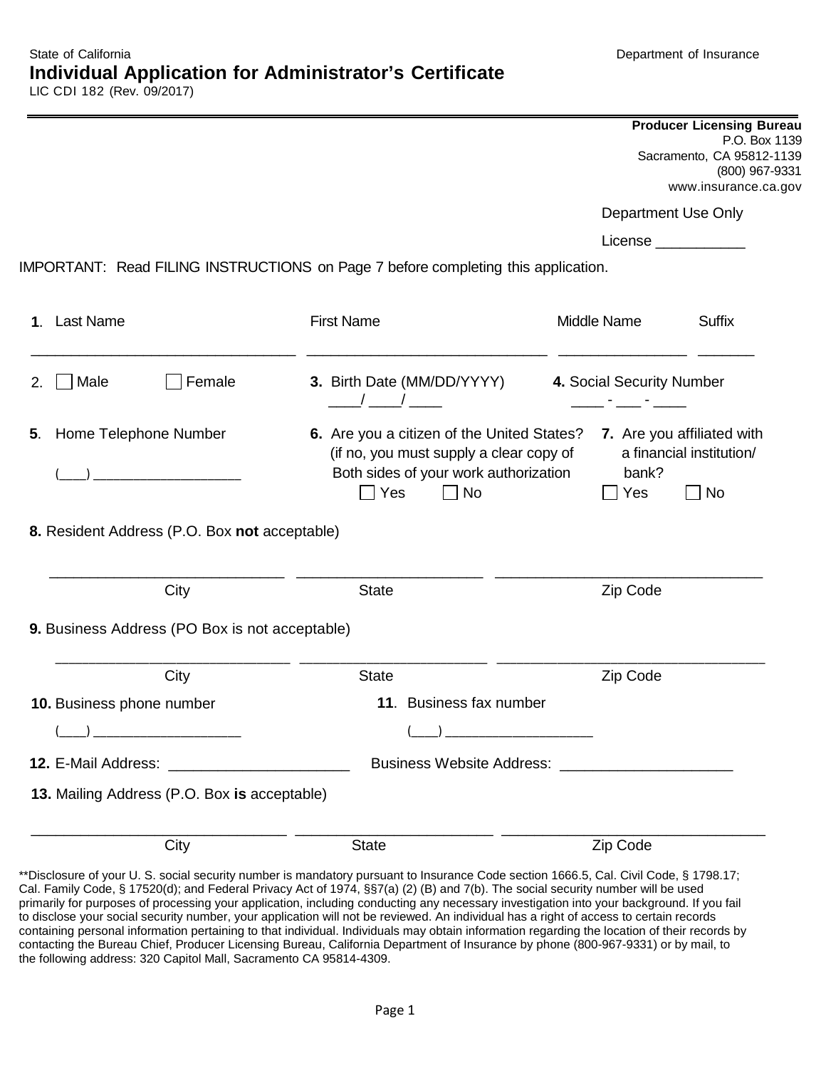State of California

Department of Insurance

# Individual Application for Administrator's Certificate

LIC CDI 182 (Rev. 09/2017)

**Producer Licensing Bureau**
P.O. Box 1139
Sacramento, CA 95812-1139
(800) 967-9331
www.insurance.ca.gov

Department Use Only

License ___________

IMPORTANT: Read FILING INSTRUCTIONS on Page 7 before completing this application.

**1.** Last Name ________________________________ First Name ____________________________ Middle Name _______________ Suffix _______

2. ☐ Male ☐ Female

**3.** Birth Date (MM/DD/YYYY) ____/ ____/ ____

**4.** Social Security Number ____ - ___ - ____

**5.** Home Telephone Number (___) ___________________

**6.** Are you a citizen of the United States? (if no, you must supply a clear copy of Both sides of your work authorization ☐ Yes ☐ No

**7.** Are you affiliated with a financial institution/ bank? ☐ Yes ☐ No

**8.** Resident Address (P.O. Box **not** acceptable)

___________________________ City ______________________ State _______________________________ Zip Code

**9.** Business Address (PO Box is not acceptable)

___________________________ City ______________________ State _______________________________ Zip Code

**10.** Business phone number (___) ___________________

**11**. Business fax number (___) ___________________

**12.** E-Mail Address: _____________________ Business Website Address: ____________________

**13.** Mailing Address (P.O. Box **is** acceptable)

___________________________ City ______________________ State _______________________________ Zip Code

**Disclosure of your U. S. social security number is mandatory pursuant to Insurance Code section 1666.5, Cal. Civil Code, § 1798.17; Cal. Family Code, § 17520(d); and Federal Privacy Act of 1974, §§7(a) (2) (B) and 7(b). The social security number will be used primarily for purposes of processing your application, including conducting any necessary investigation into your background. If you fail to disclose your social security number, your application will not be reviewed. An individual has a right of access to certain records containing personal information pertaining to that individual. Individuals may obtain information regarding the location of their records by contacting the Bureau Chief, Producer Licensing Bureau, California Department of Insurance by phone (800-967-9331) or by mail, to the following address: 320 Capitol Mall, Sacramento CA 95814-4309.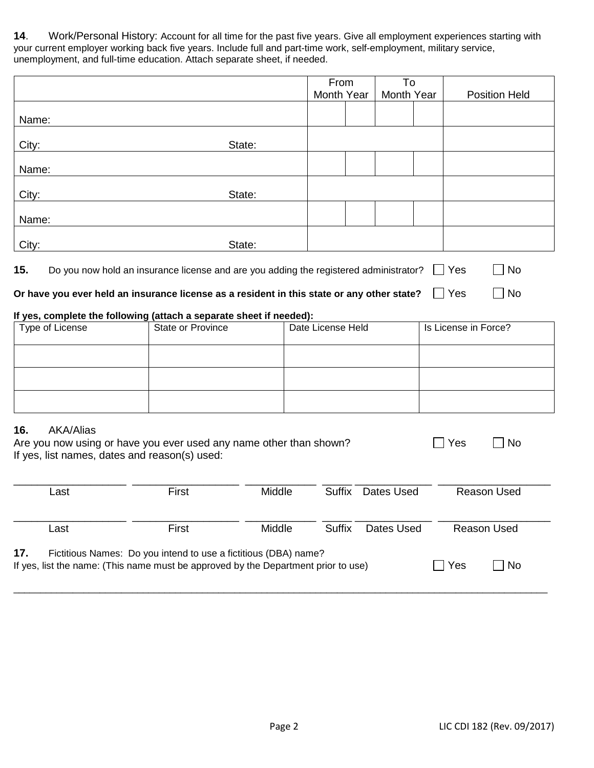**14**. Work/Personal History: Account for all time for the past five years. Give all employment experiences starting with your current employer working back five years. Include full and part-time work, self-employment, military service, unemployment, and full-time education. Attach separate sheet, if needed.

| | | From Month | From Year | To Month | To Year | Position Held |
|---|---|---|---|---|---|---|
| Name: | | | | | | |
| City: | State: | | | | | |
| Name: | | | | | | |
| City: | State: | | | | | |
| Name: | | | | | | |
| City: | State: | | | | | |

**15.** Do you now hold an insurance license and are you adding the registered administrator? ☐ Yes ☐ No

**Or have you ever held an insurance license as a resident in this state or any other state?** ☐ Yes ☐ No

**If yes, complete the following (attach a separate sheet if needed):**

| Type of License | State or Province | Date License Held | Is License in Force? |
|---|---|---|---|
| | | | |
| | | | |
| | | | |

**16.** AKA/Alias

Are you now using or have you ever used any name other than shown? ☐ Yes ☐ No

If yes, list names, dates and reason(s) used:

| Last | First | Middle | Suffix | Dates Used | Reason Used |
|---|---|---|---|---|---|
| | | | | | |
| | | | | | |

**17.** Fictitious Names: Do you intend to use a fictitious (DBA) name?

If yes, list the name: (This name must be approved by the Department prior to use) ☐ Yes ☐ No

\_\_\_\_\_\_\_\_\_\_\_\_\_\_\_\_\_\_\_\_\_\_\_\_\_\_\_\_\_\_\_\_\_\_\_\_\_\_\_\_\_\_\_\_\_\_\_\_\_\_\_\_\_\_\_\_\_\_\_\_\_\_\_\_\_\_\_\_\_\_\_\_\_\_\_\_\_\_

LIC CDI 182 (Rev. 09/2017)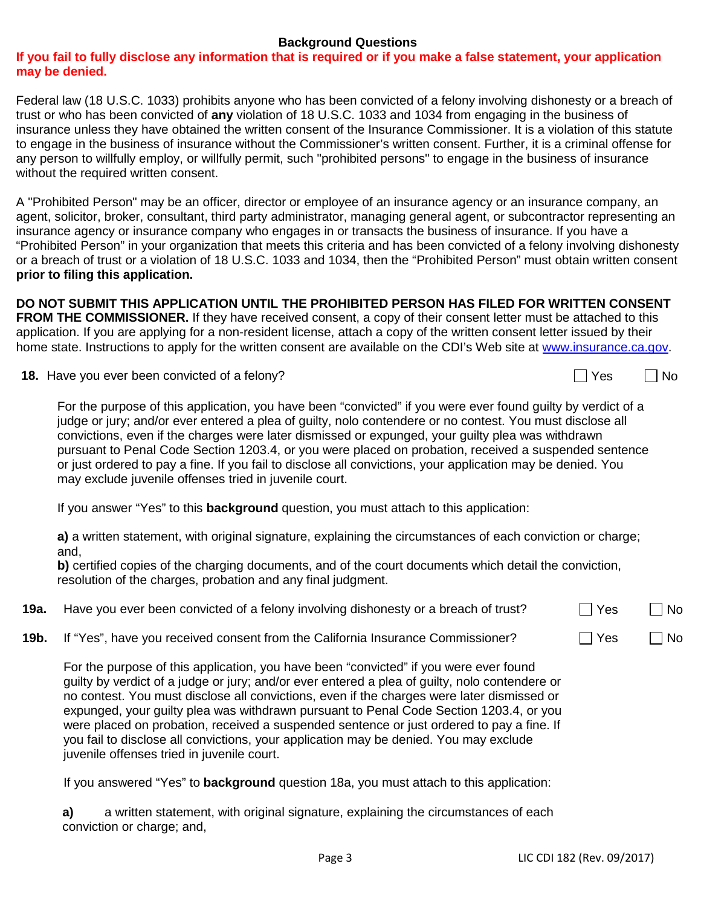## Background Questions

**If you fail to fully disclose any information that is required or if you make a false statement, your application may be denied.**

Federal law (18 U.S.C. 1033) prohibits anyone who has been convicted of a felony involving dishonesty or a breach of trust or who has been convicted of **any** violation of 18 U.S.C. 1033 and 1034 from engaging in the business of insurance unless they have obtained the written consent of the Insurance Commissioner. It is a violation of this statute to engage in the business of insurance without the Commissioner's written consent. Further, it is a criminal offense for any person to willfully employ, or willfully permit, such "prohibited persons" to engage in the business of insurance without the required written consent.

A "Prohibited Person" may be an officer, director or employee of an insurance agency or an insurance company, an agent, solicitor, broker, consultant, third party administrator, managing general agent, or subcontractor representing an insurance agency or insurance company who engages in or transacts the business of insurance. If you have a "Prohibited Person" in your organization that meets this criteria and has been convicted of a felony involving dishonesty or a breach of trust or a violation of 18 U.S.C. 1033 and 1034, then the "Prohibited Person" must obtain written consent **prior to filing this application.**

**DO NOT SUBMIT THIS APPLICATION UNTIL THE PROHIBITED PERSON HAS FILED FOR WRITTEN CONSENT FROM THE COMMISSIONER.** If they have received consent, a copy of their consent letter must be attached to this application. If you are applying for a non-resident license, attach a copy of the written consent letter issued by their home state. Instructions to apply for the written consent are available on the CDI's Web site at www.insurance.ca.gov.

**18.** Have you ever been convicted of a felony? ☐ Yes ☐ No

For the purpose of this application, you have been "convicted" if you were ever found guilty by verdict of a judge or jury; and/or ever entered a plea of guilty, nolo contendere or no contest. You must disclose all convictions, even if the charges were later dismissed or expunged, your guilty plea was withdrawn pursuant to Penal Code Section 1203.4, or you were placed on probation, received a suspended sentence or just ordered to pay a fine. If you fail to disclose all convictions, your application may be denied. You may exclude juvenile offenses tried in juvenile court.

If you answer "Yes" to this **background** question, you must attach to this application:

**a)** a written statement, with original signature, explaining the circumstances of each conviction or charge; and,
**b)** certified copies of the charging documents, and of the court documents which detail the conviction, resolution of the charges, probation and any final judgment.

**19a.** Have you ever been convicted of a felony involving dishonesty or a breach of trust? ☐ Yes ☐ No

**19b.** If "Yes", have you received consent from the California Insurance Commissioner? ☐ Yes ☐ No

For the purpose of this application, you have been "convicted" if you were ever found guilty by verdict of a judge or jury; and/or ever entered a plea of guilty, nolo contendere or no contest. You must disclose all convictions, even if the charges were later dismissed or expunged, your guilty plea was withdrawn pursuant to Penal Code Section 1203.4, or you were placed on probation, received a suspended sentence or just ordered to pay a fine. If you fail to disclose all convictions, your application may be denied. You may exclude juvenile offenses tried in juvenile court.

If you answered "Yes" to **background** question 18a, you must attach to this application:

**a)** a written statement, with original signature, explaining the circumstances of each conviction or charge; and,

LIC CDI 182 (Rev. 09/2017)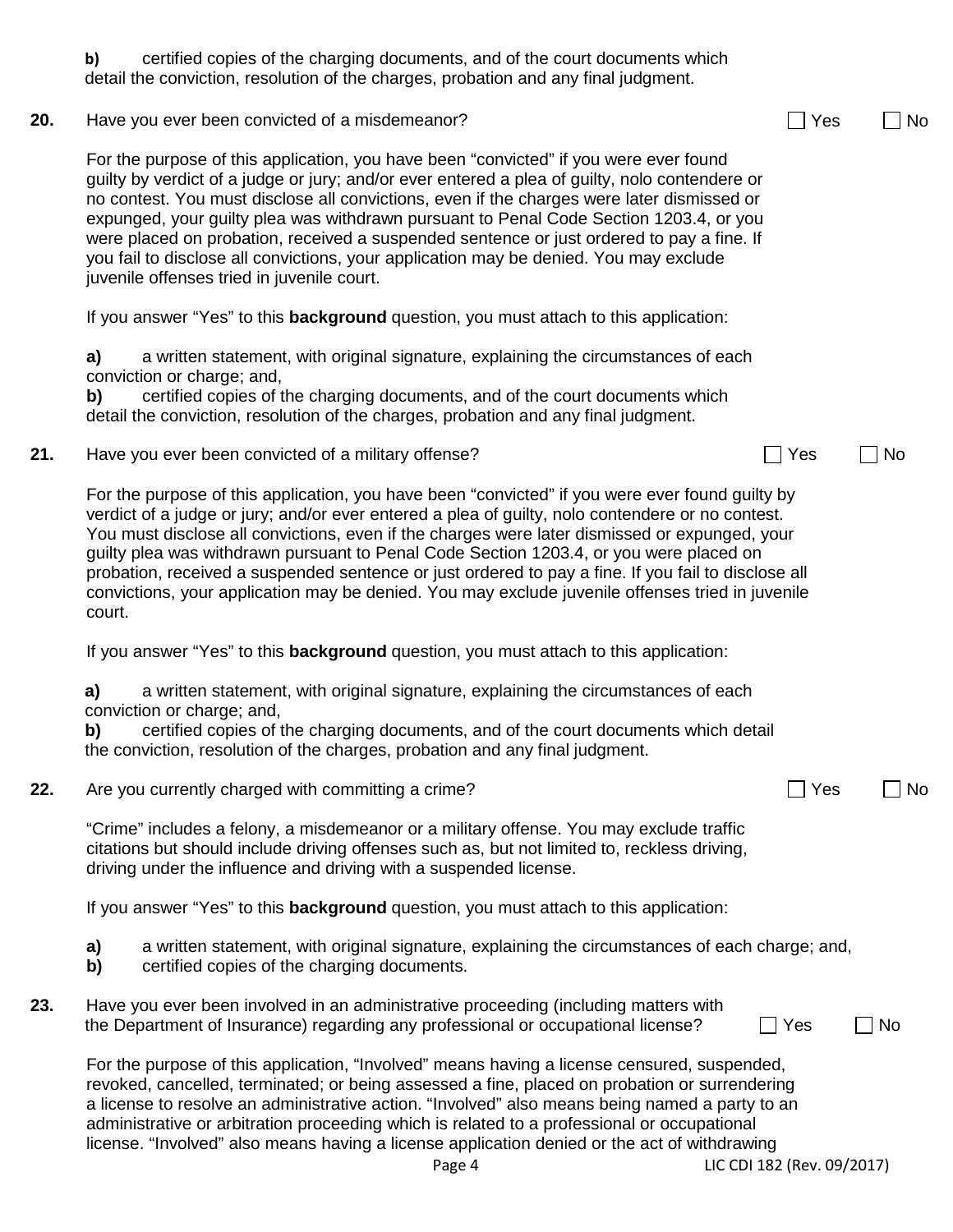**b)** certified copies of the charging documents, and of the court documents which detail the conviction, resolution of the charges, probation and any final judgment.

**20.** Have you ever been convicted of a misdemeanor? ☐ Yes ☐ No

For the purpose of this application, you have been "convicted" if you were ever found guilty by verdict of a judge or jury; and/or ever entered a plea of guilty, nolo contendere or no contest. You must disclose all convictions, even if the charges were later dismissed or expunged, your guilty plea was withdrawn pursuant to Penal Code Section 1203.4, or you were placed on probation, received a suspended sentence or just ordered to pay a fine. If you fail to disclose all convictions, your application may be denied. You may exclude juvenile offenses tried in juvenile court.

If you answer "Yes" to this **background** question, you must attach to this application:

**a)** a written statement, with original signature, explaining the circumstances of each conviction or charge; and,
**b)** certified copies of the charging documents, and of the court documents which detail the conviction, resolution of the charges, probation and any final judgment.

**21.** Have you ever been convicted of a military offense? ☐ Yes ☐ No

For the purpose of this application, you have been "convicted" if you were ever found guilty by verdict of a judge or jury; and/or ever entered a plea of guilty, nolo contendere or no contest. You must disclose all convictions, even if the charges were later dismissed or expunged, your guilty plea was withdrawn pursuant to Penal Code Section 1203.4, or you were placed on probation, received a suspended sentence or just ordered to pay a fine. If you fail to disclose all convictions, your application may be denied. You may exclude juvenile offenses tried in juvenile court.

If you answer "Yes" to this **background** question, you must attach to this application:

**a)** a written statement, with original signature, explaining the circumstances of each conviction or charge; and,
**b)** certified copies of the charging documents, and of the court documents which detail the conviction, resolution of the charges, probation and any final judgment.

**22.** Are you currently charged with committing a crime? ☐ Yes ☐ No

"Crime" includes a felony, a misdemeanor or a military offense. You may exclude traffic citations but should include driving offenses such as, but not limited to, reckless driving, driving under the influence and driving with a suspended license.

If you answer "Yes" to this **background** question, you must attach to this application:

**a)** a written statement, with original signature, explaining the circumstances of each charge; and,
**b)** certified copies of the charging documents.

**23.** Have you ever been involved in an administrative proceeding (including matters with the Department of Insurance) regarding any professional or occupational license? ☐ Yes ☐ No

For the purpose of this application, "Involved" means having a license censured, suspended, revoked, cancelled, terminated; or being assessed a fine, placed on probation or surrendering a license to resolve an administrative action. "Involved" also means being named a party to an administrative or arbitration proceeding which is related to a professional or occupational license. "Involved" also means having a license application denied or the act of withdrawing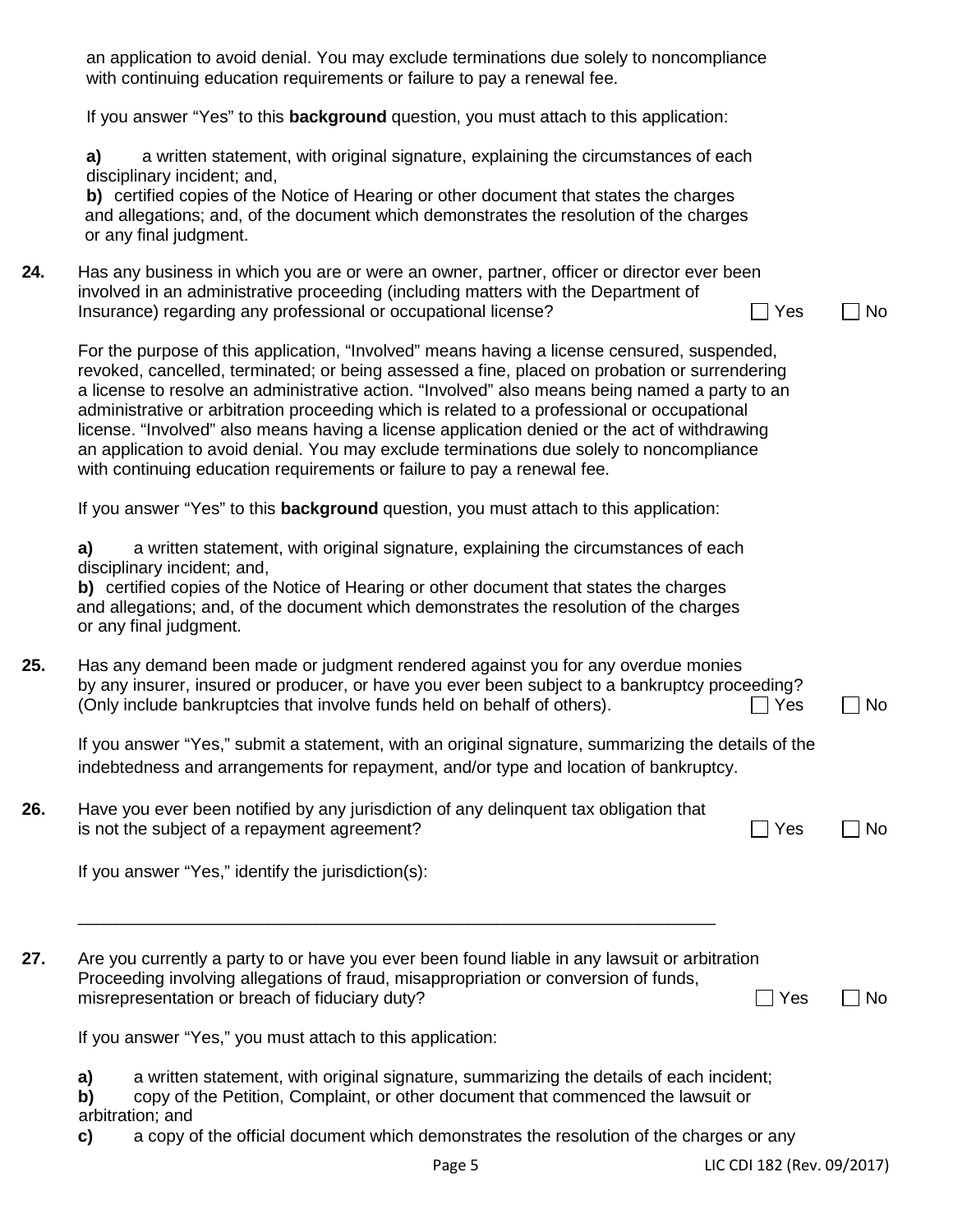an application to avoid denial. You may exclude terminations due solely to noncompliance with continuing education requirements or failure to pay a renewal fee.

If you answer "Yes" to this **background** question, you must attach to this application:

**a)** a written statement, with original signature, explaining the circumstances of each disciplinary incident; and,
**b)** certified copies of the Notice of Hearing or other document that states the charges and allegations; and, of the document which demonstrates the resolution of the charges or any final judgment.

**24.** Has any business in which you are or were an owner, partner, officer or director ever been involved in an administrative proceeding (including matters with the Department of Insurance) regarding any professional or occupational license? ☐ Yes ☐ No

For the purpose of this application, "Involved" means having a license censured, suspended, revoked, cancelled, terminated; or being assessed a fine, placed on probation or surrendering a license to resolve an administrative action. "Involved" also means being named a party to an administrative or arbitration proceeding which is related to a professional or occupational license. "Involved" also means having a license application denied or the act of withdrawing an application to avoid denial. You may exclude terminations due solely to noncompliance with continuing education requirements or failure to pay a renewal fee.

If you answer "Yes" to this **background** question, you must attach to this application:

**a)** a written statement, with original signature, explaining the circumstances of each disciplinary incident; and,
**b)** certified copies of the Notice of Hearing or other document that states the charges and allegations; and, of the document which demonstrates the resolution of the charges or any final judgment.

**25.** Has any demand been made or judgment rendered against you for any overdue monies by any insurer, insured or producer, or have you ever been subject to a bankruptcy proceeding? (Only include bankruptcies that involve funds held on behalf of others). ☐ Yes ☐ No

If you answer "Yes," submit a statement, with an original signature, summarizing the details of the indebtedness and arrangements for repayment, and/or type and location of bankruptcy.

**26.** Have you ever been notified by any jurisdiction of any delinquent tax obligation that is not the subject of a repayment agreement? ☐ Yes ☐ No

If you answer "Yes," identify the jurisdiction(s):

\_\_\_\_\_\_\_\_\_\_\_\_\_\_\_\_\_\_\_\_\_\_\_\_\_\_\_\_\_\_\_\_\_\_\_\_\_\_\_\_\_\_\_\_\_\_\_\_\_\_\_\_\_\_\_\_\_\_\_\_\_\_\_\_\_\_

**27.** Are you currently a party to or have you ever been found liable in any lawsuit or arbitration Proceeding involving allegations of fraud, misappropriation or conversion of funds, misrepresentation or breach of fiduciary duty? ☐ Yes ☐ No

If you answer "Yes," you must attach to this application:

**a)** a written statement, with original signature, summarizing the details of each incident;
**b)** copy of the Petition, Complaint, or other document that commenced the lawsuit or arbitration; and
**c)** a copy of the official document which demonstrates the resolution of the charges or any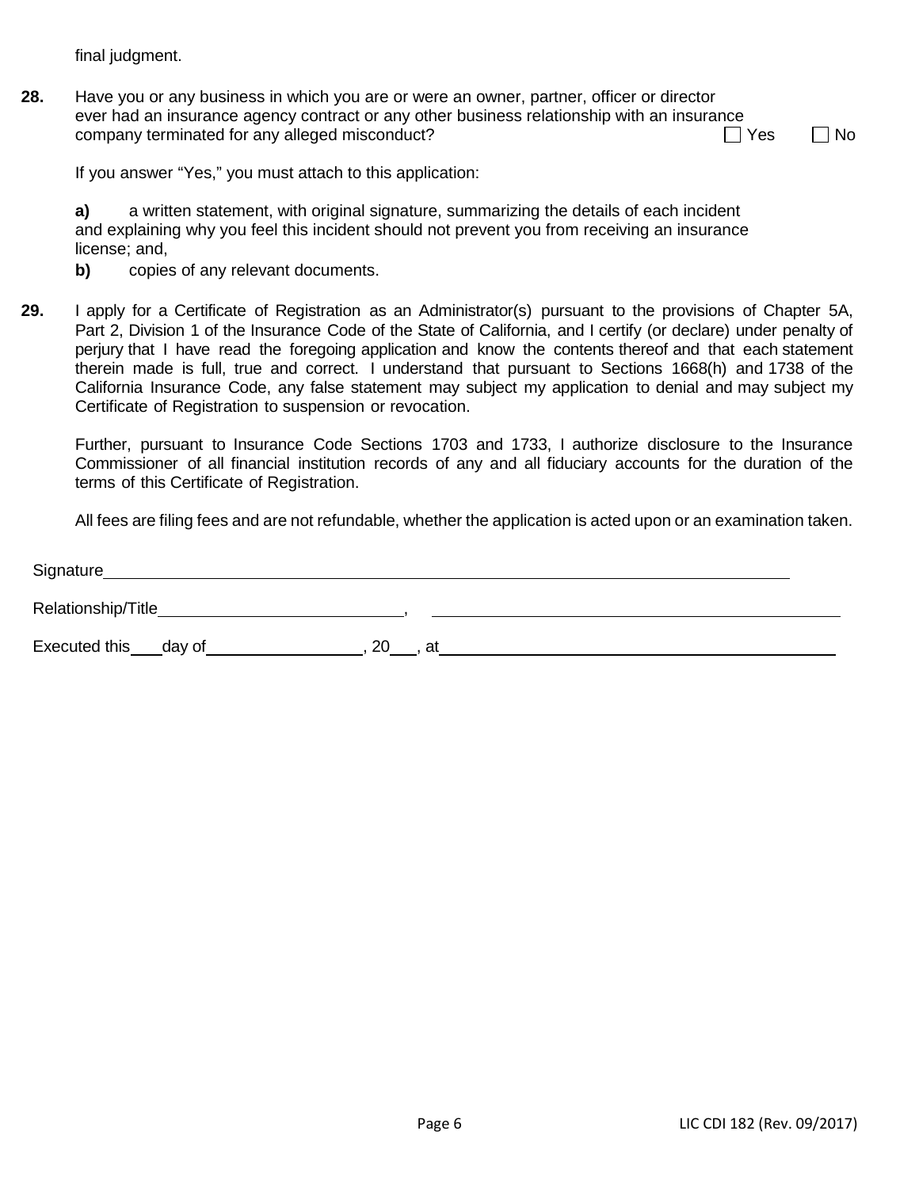final judgment.

**28.** Have you or any business in which you are or were an owner, partner, officer or director ever had an insurance agency contract or any other business relationship with an insurance company terminated for any alleged misconduct? ☐ Yes ☐ No

If you answer "Yes," you must attach to this application:

**a)** a written statement, with original signature, summarizing the details of each incident and explaining why you feel this incident should not prevent you from receiving an insurance license; and,

**b)** copies of any relevant documents.

**29.** I apply for a Certificate of Registration as an Administrator(s) pursuant to the provisions of Chapter 5A, Part 2, Division 1 of the Insurance Code of the State of California, and I certify (or declare) under penalty of perjury that I have read the foregoing application and know the contents thereof and that each statement therein made is full, true and correct. I understand that pursuant to Sections 1668(h) and 1738 of the California Insurance Code, any false statement may subject my application to denial and may subject my Certificate of Registration to suspension or revocation.

Further, pursuant to Insurance Code Sections 1703 and 1733, I authorize disclosure to the Insurance Commissioner of all financial institution records of any and all fiduciary accounts for the duration of the terms of this Certificate of Registration.

All fees are filing fees and are not refundable, whether the application is acted upon or an examination taken.

Signature\_\_\_\_\_\_\_\_\_\_\_\_\_\_\_\_\_\_\_\_\_\_\_\_\_\_\_\_\_\_\_\_\_\_\_\_\_\_\_\_\_\_\_\_\_\_\_\_

Relationship/Title\_\_\_\_\_\_\_\_\_\_\_\_\_\_\_\_\_\_\_\_\_\_\_\_, \_\_\_\_\_\_\_\_\_\_\_\_\_\_\_\_\_\_\_\_\_\_\_\_\_\_\_\_\_\_

Executed this\_\_\_\_day of\_\_\_\_\_\_\_\_\_\_\_\_\_\_\_\_\_, 20\_\_\_, at\_\_\_\_\_\_\_\_\_\_\_\_\_\_\_\_\_\_\_\_\_\_\_\_\_\_\_\_\_\_

LIC CDI 182 (Rev. 09/2017)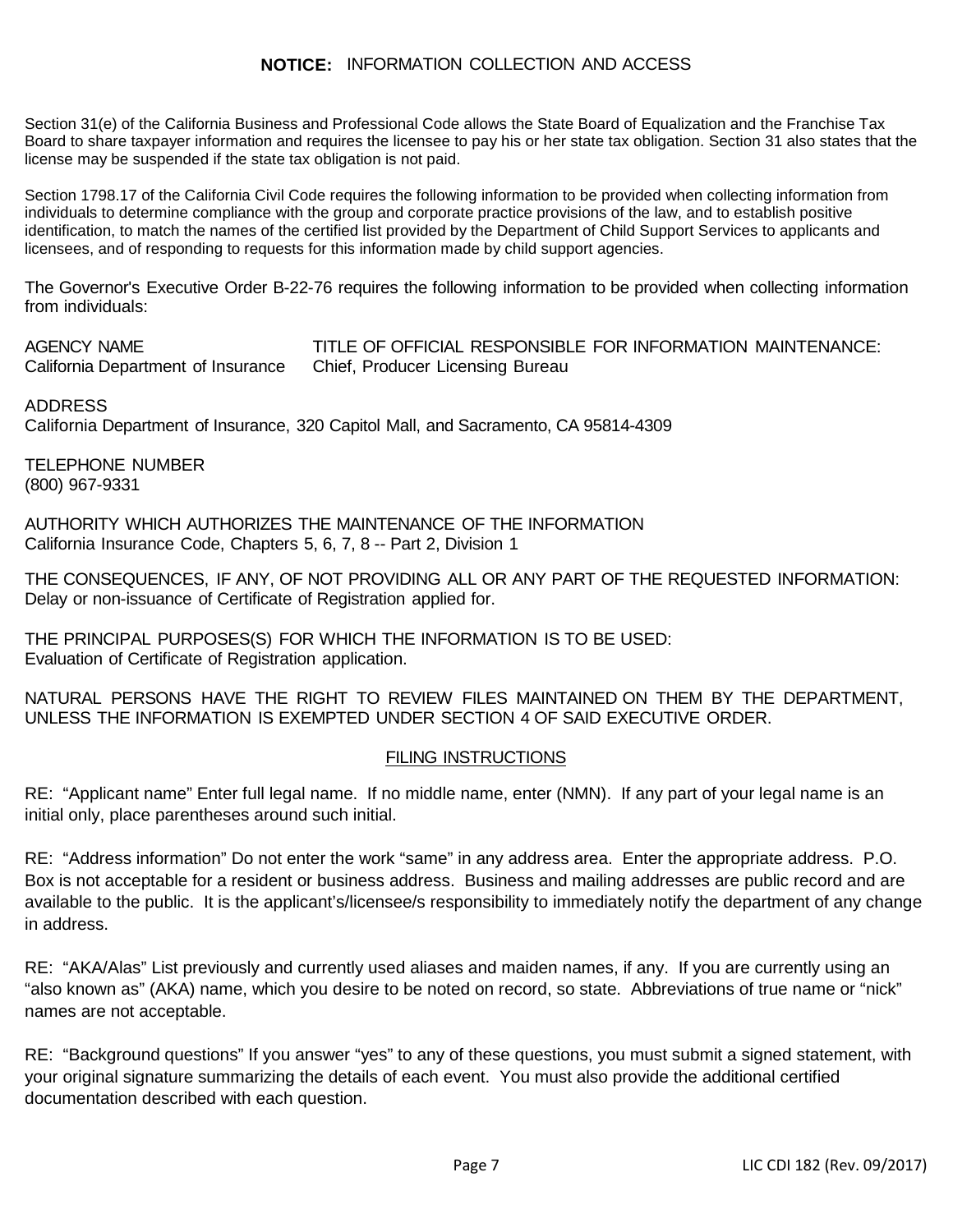## **NOTICE:** INFORMATION COLLECTION AND ACCESS

Section 31(e) of the California Business and Professional Code allows the State Board of Equalization and the Franchise Tax Board to share taxpayer information and requires the licensee to pay his or her state tax obligation. Section 31 also states that the license may be suspended if the state tax obligation is not paid.

Section 1798.17 of the California Civil Code requires the following information to be provided when collecting information from individuals to determine compliance with the group and corporate practice provisions of the law, and to establish positive identification, to match the names of the certified list provided by the Department of Child Support Services to applicants and licensees, and of responding to requests for this information made by child support agencies.

The Governor's Executive Order B-22-76 requires the following information to be provided when collecting information from individuals:

AGENCY NAME
California Department of Insurance

TITLE OF OFFICIAL RESPONSIBLE FOR INFORMATION MAINTENANCE:
Chief, Producer Licensing Bureau

ADDRESS
California Department of Insurance, 320 Capitol Mall, and Sacramento, CA 95814-4309

TELEPHONE NUMBER
(800) 967-9331

AUTHORITY WHICH AUTHORIZES THE MAINTENANCE OF THE INFORMATION
California Insurance Code, Chapters 5, 6, 7, 8 -- Part 2, Division 1

THE CONSEQUENCES, IF ANY, OF NOT PROVIDING ALL OR ANY PART OF THE REQUESTED INFORMATION:
Delay or non-issuance of Certificate of Registration applied for.

THE PRINCIPAL PURPOSES(S) FOR WHICH THE INFORMATION IS TO BE USED:
Evaluation of Certificate of Registration application.

NATURAL PERSONS HAVE THE RIGHT TO REVIEW FILES MAINTAINED ON THEM BY THE DEPARTMENT, UNLESS THE INFORMATION IS EXEMPTED UNDER SECTION 4 OF SAID EXECUTIVE ORDER.

### FILING INSTRUCTIONS

RE: "Applicant name" Enter full legal name. If no middle name, enter (NMN). If any part of your legal name is an initial only, place parentheses around such initial.

RE: "Address information" Do not enter the work "same" in any address area. Enter the appropriate address. P.O. Box is not acceptable for a resident or business address. Business and mailing addresses are public record and are available to the public. It is the applicant's/licensee/s responsibility to immediately notify the department of any change in address.

RE: "AKA/Alas" List previously and currently used aliases and maiden names, if any. If you are currently using an "also known as" (AKA) name, which you desire to be noted on record, so state. Abbreviations of true name or "nick" names are not acceptable.

RE: "Background questions" If you answer "yes" to any of these questions, you must submit a signed statement, with your original signature summarizing the details of each event. You must also provide the additional certified documentation described with each question.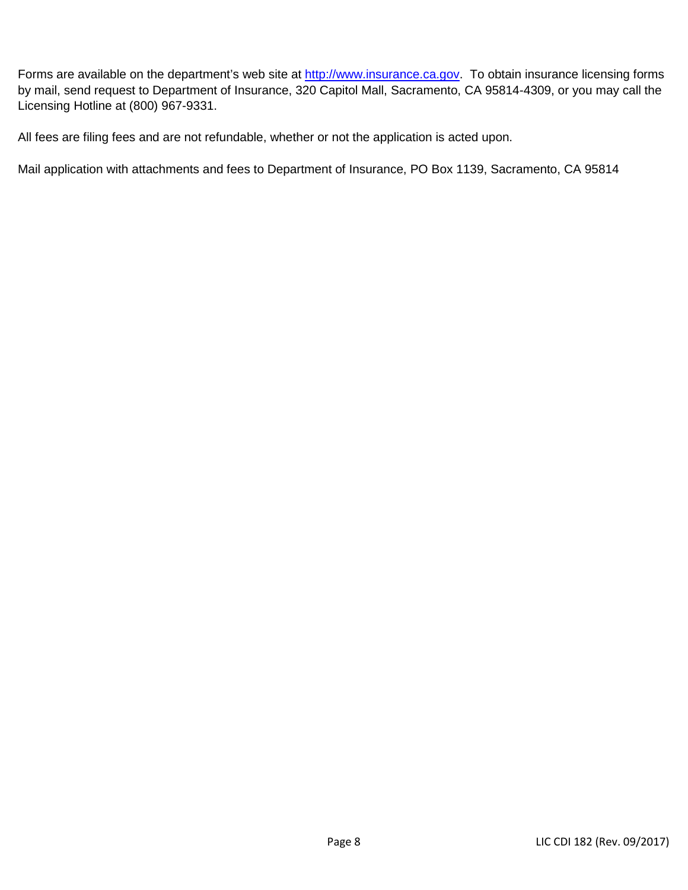Forms are available on the department's web site at http://www.insurance.ca.gov. To obtain insurance licensing forms by mail, send request to Department of Insurance, 320 Capitol Mall, Sacramento, CA 95814-4309, or you may call the Licensing Hotline at (800) 967-9331.

All fees are filing fees and are not refundable, whether or not the application is acted upon.

Mail application with attachments and fees to Department of Insurance, PO Box 1139, Sacramento, CA 95814